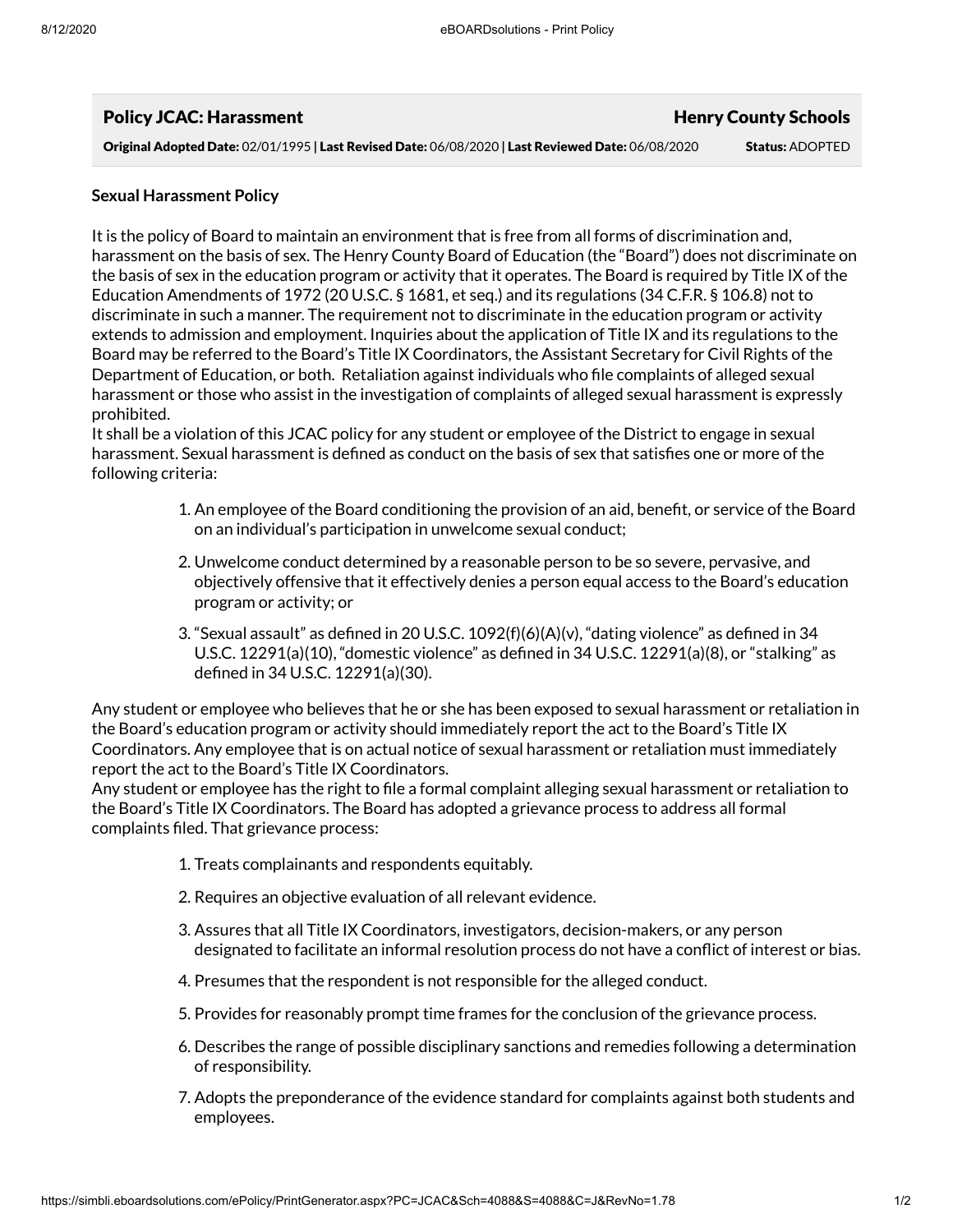## Policy JCAC: Harassment

**Henry County Schools**

**Original Adopted Date:** 02/01/1995 | **Last Revised Date:** 06/08/2020 | **Last Reviewed Date:** 06/08/2020 **Status:** ADOPTED

**Sexual Harassment Policy**

It is the policy of Board to maintain an environment that is free from all forms of discrimination and, harassment on the basis of sex. The Henry County Board of Education (the "Board") does not discriminate on the basis of sex in the education program or activity that it operates. The Board is required by Title IX of the Education Amendments of 1972 (20 U.S.C. § 1681, et seq.) and its regulations (34 C.F.R. § 106.8) not to discriminate in such a manner. The requirement not to discriminate in the education program or activity extends to admission and employment. Inquiries about the application of Title IX and its regulations to the Board may be referred to the Board's Title IX Coordinators, the Assistant Secretary for Civil Rights of the Department of Education, or both. Retaliation against individuals who file complaints of alleged sexual harassment or those who assist in the investigation of complaints of alleged sexual harassment is expressly prohibited.

It shall be a violation of this JCAC policy for any student or employee of the District to engage in sexual harassment. Sexual harassment is defined as conduct on the basis of sex that satisfies one or more of the following criteria:

1. An employee of the Board conditioning the provision of an aid, benefit, or service of the Board on an individual's participation in unwelcome sexual conduct;
2. Unwelcome conduct determined by a reasonable person to be so severe, pervasive, and objectively offensive that it effectively denies a person equal access to the Board's education program or activity; or
3. "Sexual assault" as defined in 20 U.S.C. 1092(f)(6)(A)(v), "dating violence" as defined in 34 U.S.C. 12291(a)(10), "domestic violence" as defined in 34 U.S.C. 12291(a)(8), or "stalking" as defined in 34 U.S.C. 12291(a)(30).

Any student or employee who believes that he or she has been exposed to sexual harassment or retaliation in the Board's education program or activity should immediately report the act to the Board's Title IX Coordinators. Any employee that is on actual notice of sexual harassment or retaliation must immediately report the act to the Board's Title IX Coordinators.

Any student or employee has the right to file a formal complaint alleging sexual harassment or retaliation to the Board's Title IX Coordinators. The Board has adopted a grievance process to address all formal complaints filed. That grievance process:

1. Treats complainants and respondents equitably.
2. Requires an objective evaluation of all relevant evidence.
3. Assures that all Title IX Coordinators, investigators, decision-makers, or any person designated to facilitate an informal resolution process do not have a conflict of interest or bias.
4. Presumes that the respondent is not responsible for the alleged conduct.
5. Provides for reasonably prompt time frames for the conclusion of the grievance process.
6. Describes the range of possible disciplinary sanctions and remedies following a determination of responsibility.
7. Adopts the preponderance of the evidence standard for complaints against both students and employees.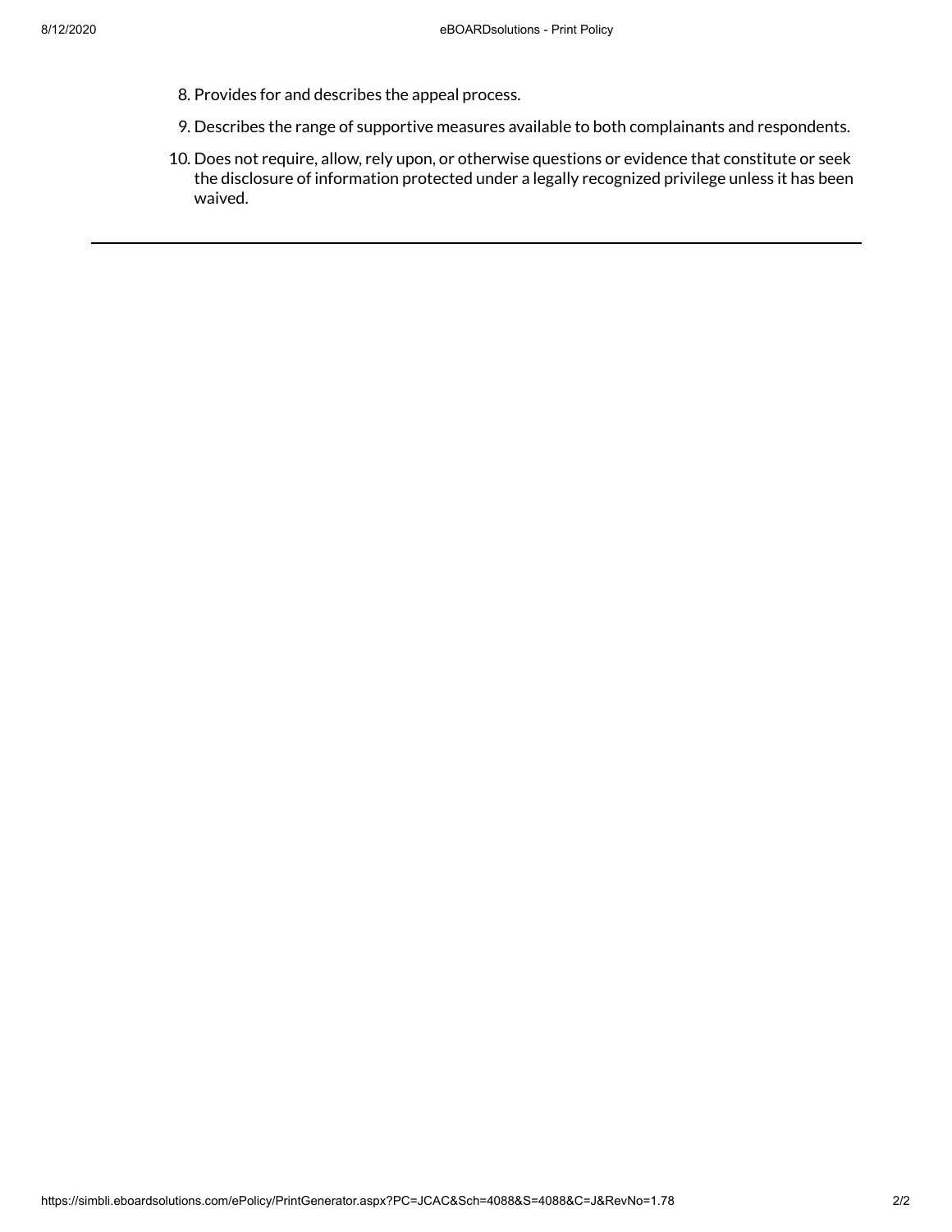8. Provides for and describes the appeal process.
9. Describes the range of supportive measures available to both complainants and respondents.
10. Does not require, allow, rely upon, or otherwise questions or evidence that constitute or seek the disclosure of information protected under a legally recognized privilege unless it has been waived.

---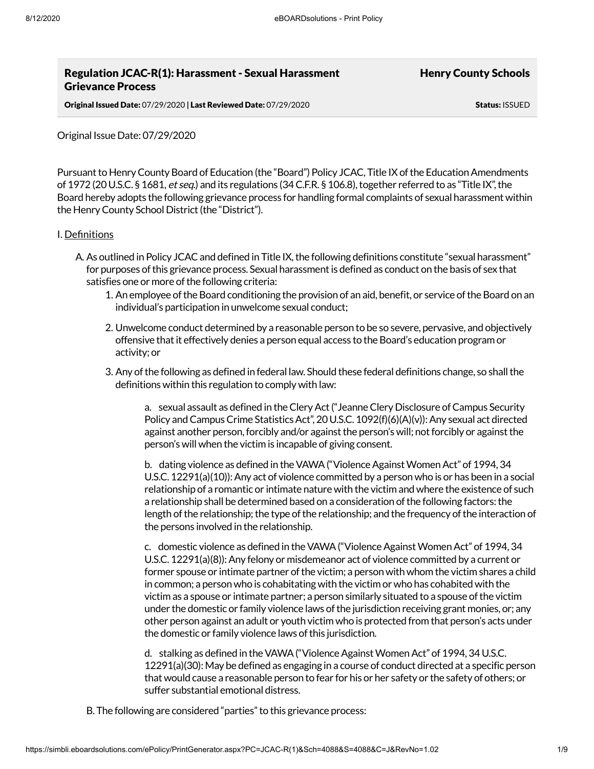## Regulation JCAC-R(1): Harassment - Sexual Harassment Grievance Process

**Henry County Schools**

**Original Issued Date:** 07/29/2020 | **Last Reviewed Date:** 07/29/2020 **Status:** ISSUED

Original Issue Date: 07/29/2020

Pursuant to Henry County Board of Education (the "Board") Policy JCAC, Title IX of the Education Amendments of 1972 (20 U.S.C. § 1681, *et seq.*) and its regulations (34 C.F.R. § 106.8), together referred to as "Title IX", the Board hereby adopts the following grievance process for handling formal complaints of sexual harassment within the Henry County School District (the "District").

I. Definitions

A. As outlined in Policy JCAC and defined in Title IX, the following definitions constitute "sexual harassment" for purposes of this grievance process. Sexual harassment is defined as conduct on the basis of sex that satisfies one or more of the following criteria:

1. An employee of the Board conditioning the provision of an aid, benefit, or service of the Board on an individual's participation in unwelcome sexual conduct;
2. Unwelcome conduct determined by a reasonable person to be so severe, pervasive, and objectively offensive that it effectively denies a person equal access to the Board's education program or activity; or
3. Any of the following as defined in federal law. Should these federal definitions change, so shall the definitions within this regulation to comply with law:

    a. sexual assault as defined in the Clery Act ("Jeanne Clery Disclosure of Campus Security Policy and Campus Crime Statistics Act", 20 U.S.C. 1092(f)(6)(A)(v)): Any sexual act directed against another person, forcibly and/or against the person's will; not forcibly or against the person's will when the victim is incapable of giving consent.

    b. dating violence as defined in the VAWA ("Violence Against Women Act" of 1994, 34 U.S.C. 12291(a)(10)): Any act of violence committed by a person who is or has been in a social relationship of a romantic or intimate nature with the victim and where the existence of such a relationship shall be determined based on a consideration of the following factors: the length of the relationship; the type of the relationship; and the frequency of the interaction of the persons involved in the relationship.

    c. domestic violence as defined in the VAWA ("Violence Against Women Act" of 1994, 34 U.S.C. 12291(a)(8)): Any felony or misdemeanor act of violence committed by a current or former spouse or intimate partner of the victim; a person with whom the victim shares a child in common; a person who is cohabitating with the victim or who has cohabited with the victim as a spouse or intimate partner; a person similarly situated to a spouse of the victim under the domestic or family violence laws of the jurisdiction receiving grant monies, or; any other person against an adult or youth victim who is protected from that person's acts under the domestic or family violence laws of this jurisdiction.

    d. stalking as defined in the VAWA ("Violence Against Women Act" of 1994, 34 U.S.C. 12291(a)(30): May be defined as engaging in a course of conduct directed at a specific person that would cause a reasonable person to fear for his or her safety or the safety of others; or suffer substantial emotional distress.

B. The following are considered "parties" to this grievance process: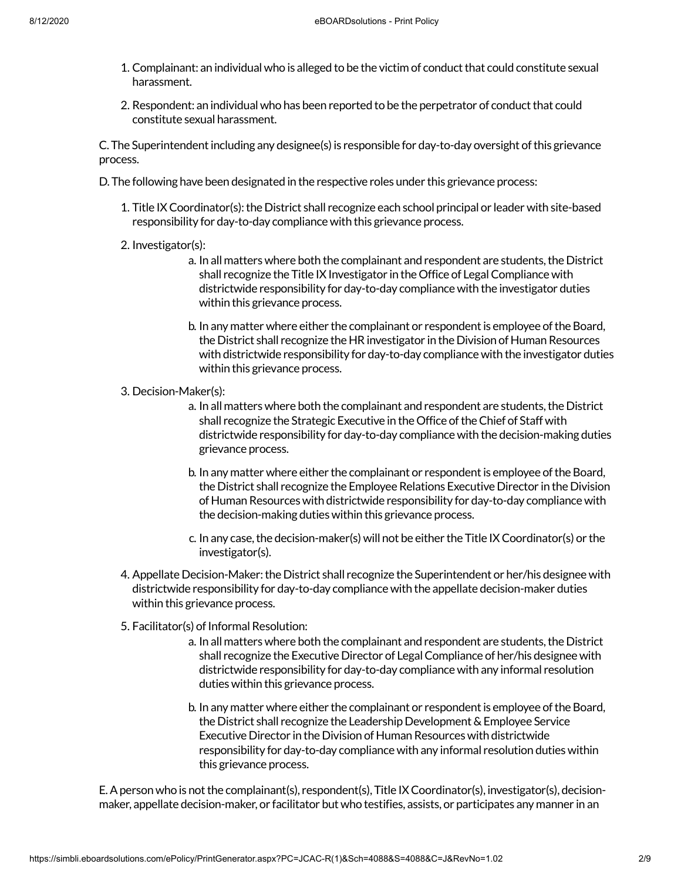1. Complainant: an individual who is alleged to be the victim of conduct that could constitute sexual harassment.

2. Respondent: an individual who has been reported to be the perpetrator of conduct that could constitute sexual harassment.

C. The Superintendent including any designee(s) is responsible for day-to-day oversight of this grievance process.

D. The following have been designated in the respective roles under this grievance process:

1. Title IX Coordinator(s): the District shall recognize each school principal or leader with site-based responsibility for day-to-day compliance with this grievance process.

2. Investigator(s):
   a. In all matters where both the complainant and respondent are students, the District shall recognize the Title IX Investigator in the Office of Legal Compliance with districtwide responsibility for day-to-day compliance with the investigator duties within this grievance process.

   b. In any matter where either the complainant or respondent is employee of the Board, the District shall recognize the HR investigator in the Division of Human Resources with districtwide responsibility for day-to-day compliance with the investigator duties within this grievance process.

3. Decision-Maker(s):
   a. In all matters where both the complainant and respondent are students, the District shall recognize the Strategic Executive in the Office of the Chief of Staff with districtwide responsibility for day-to-day compliance with the decision-making duties grievance process.

   b. In any matter where either the complainant or respondent is employee of the Board, the District shall recognize the Employee Relations Executive Director in the Division of Human Resources with districtwide responsibility for day-to-day compliance with the decision-making duties within this grievance process.

   c. In any case, the decision-maker(s) will not be either the Title IX Coordinator(s) or the investigator(s).

4. Appellate Decision-Maker: the District shall recognize the Superintendent or her/his designee with districtwide responsibility for day-to-day compliance with the appellate decision-maker duties within this grievance process.

5. Facilitator(s) of Informal Resolution:
   a. In all matters where both the complainant and respondent are students, the District shall recognize the Executive Director of Legal Compliance of her/his designee with districtwide responsibility for day-to-day compliance with any informal resolution duties within this grievance process.

   b. In any matter where either the complainant or respondent is employee of the Board, the District shall recognize the Leadership Development & Employee Service Executive Director in the Division of Human Resources with districtwide responsibility for day-to-day compliance with any informal resolution duties within this grievance process.

E. A person who is not the complainant(s), respondent(s), Title IX Coordinator(s), investigator(s), decision-maker, appellate decision-maker, or facilitator but who testifies, assists, or participates any manner in an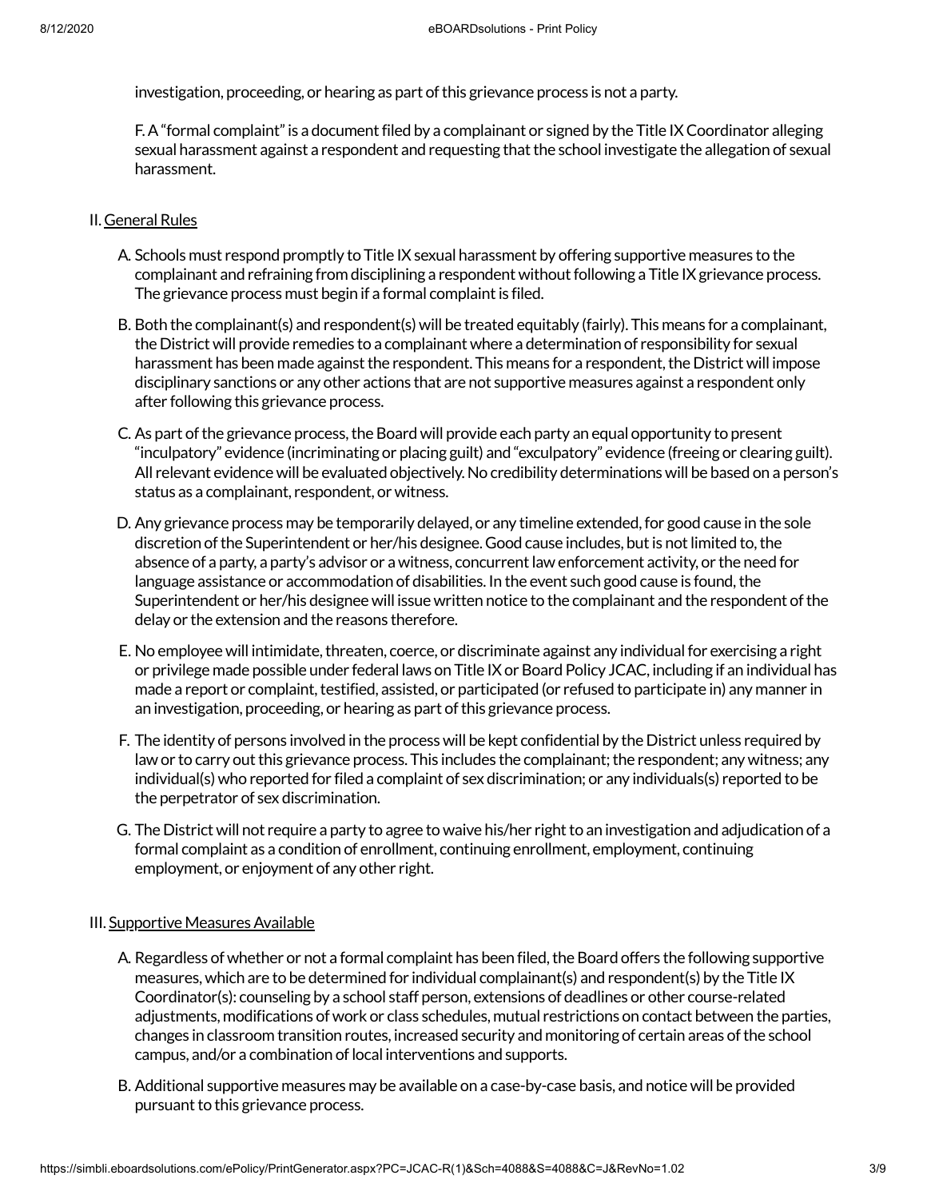investigation, proceeding, or hearing as part of this grievance process is not a party.

F. A "formal complaint" is a document filed by a complainant or signed by the Title IX Coordinator alleging sexual harassment against a respondent and requesting that the school investigate the allegation of sexual harassment.

II. General Rules

A. Schools must respond promptly to Title IX sexual harassment by offering supportive measures to the complainant and refraining from disciplining a respondent without following a Title IX grievance process. The grievance process must begin if a formal complaint is filed.

B. Both the complainant(s) and respondent(s) will be treated equitably (fairly). This means for a complainant, the District will provide remedies to a complainant where a determination of responsibility for sexual harassment has been made against the respondent. This means for a respondent, the District will impose disciplinary sanctions or any other actions that are not supportive measures against a respondent only after following this grievance process.

C. As part of the grievance process, the Board will provide each party an equal opportunity to present "inculpatory" evidence (incriminating or placing guilt) and "exculpatory" evidence (freeing or clearing guilt). All relevant evidence will be evaluated objectively. No credibility determinations will be based on a person's status as a complainant, respondent, or witness.

D. Any grievance process may be temporarily delayed, or any timeline extended, for good cause in the sole discretion of the Superintendent or her/his designee. Good cause includes, but is not limited to, the absence of a party, a party's advisor or a witness, concurrent law enforcement activity, or the need for language assistance or accommodation of disabilities. In the event such good cause is found, the Superintendent or her/his designee will issue written notice to the complainant and the respondent of the delay or the extension and the reasons therefore.

E. No employee will intimidate, threaten, coerce, or discriminate against any individual for exercising a right or privilege made possible under federal laws on Title IX or Board Policy JCAC, including if an individual has made a report or complaint, testified, assisted, or participated (or refused to participate in) any manner in an investigation, proceeding, or hearing as part of this grievance process.

F. The identity of persons involved in the process will be kept confidential by the District unless required by law or to carry out this grievance process. This includes the complainant; the respondent; any witness; any individual(s) who reported for filed a complaint of sex discrimination; or any individuals(s) reported to be the perpetrator of sex discrimination.

G. The District will not require a party to agree to waive his/her right to an investigation and adjudication of a formal complaint as a condition of enrollment, continuing enrollment, employment, continuing employment, or enjoyment of any other right.

III. Supportive Measures Available

A. Regardless of whether or not a formal complaint has been filed, the Board offers the following supportive measures, which are to be determined for individual complainant(s) and respondent(s) by the Title IX Coordinator(s): counseling by a school staff person, extensions of deadlines or other course-related adjustments, modifications of work or class schedules, mutual restrictions on contact between the parties, changes in classroom transition routes, increased security and monitoring of certain areas of the school campus, and/or a combination of local interventions and supports.

B. Additional supportive measures may be available on a case-by-case basis, and notice will be provided pursuant to this grievance process.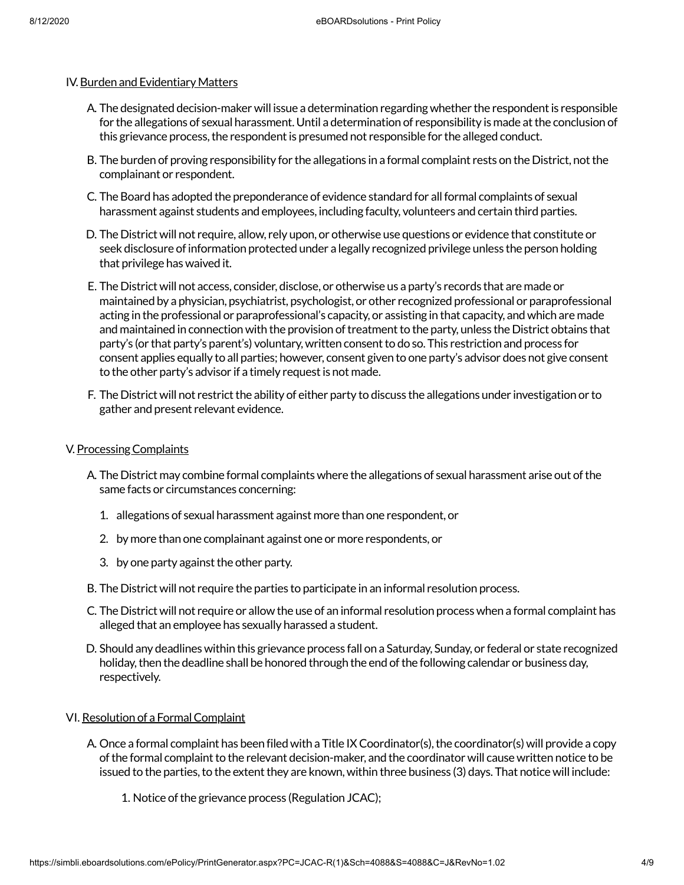IV. Burden and Evidentiary Matters

A. The designated decision-maker will issue a determination regarding whether the respondent is responsible for the allegations of sexual harassment. Until a determination of responsibility is made at the conclusion of this grievance process, the respondent is presumed not responsible for the alleged conduct.

B. The burden of proving responsibility for the allegations in a formal complaint rests on the District, not the complainant or respondent.

C. The Board has adopted the preponderance of evidence standard for all formal complaints of sexual harassment against students and employees, including faculty, volunteers and certain third parties.

D. The District will not require, allow, rely upon, or otherwise use questions or evidence that constitute or seek disclosure of information protected under a legally recognized privilege unless the person holding that privilege has waived it.

E. The District will not access, consider, disclose, or otherwise us a party's records that are made or maintained by a physician, psychiatrist, psychologist, or other recognized professional or paraprofessional acting in the professional or paraprofessional's capacity, or assisting in that capacity, and which are made and maintained in connection with the provision of treatment to the party, unless the District obtains that party's (or that party's parent's) voluntary, written consent to do so. This restriction and process for consent applies equally to all parties; however, consent given to one party's advisor does not give consent to the other party's advisor if a timely request is not made.

F. The District will not restrict the ability of either party to discuss the allegations under investigation or to gather and present relevant evidence.

V. Processing Complaints

A. The District may combine formal complaints where the allegations of sexual harassment arise out of the same facts or circumstances concerning:

1. allegations of sexual harassment against more than one respondent, or
2. by more than one complainant against one or more respondents, or
3. by one party against the other party.

B. The District will not require the parties to participate in an informal resolution process.

C. The District will not require or allow the use of an informal resolution process when a formal complaint has alleged that an employee has sexually harassed a student.

D. Should any deadlines within this grievance process fall on a Saturday, Sunday, or federal or state recognized holiday, then the deadline shall be honored through the end of the following calendar or business day, respectively.

VI. Resolution of a Formal Complaint

A. Once a formal complaint has been filed with a Title IX Coordinator(s), the coordinator(s) will provide a copy of the formal complaint to the relevant decision-maker, and the coordinator will cause written notice to be issued to the parties, to the extent they are known, within three business (3) days. That notice will include:

1. Notice of the grievance process (Regulation JCAC);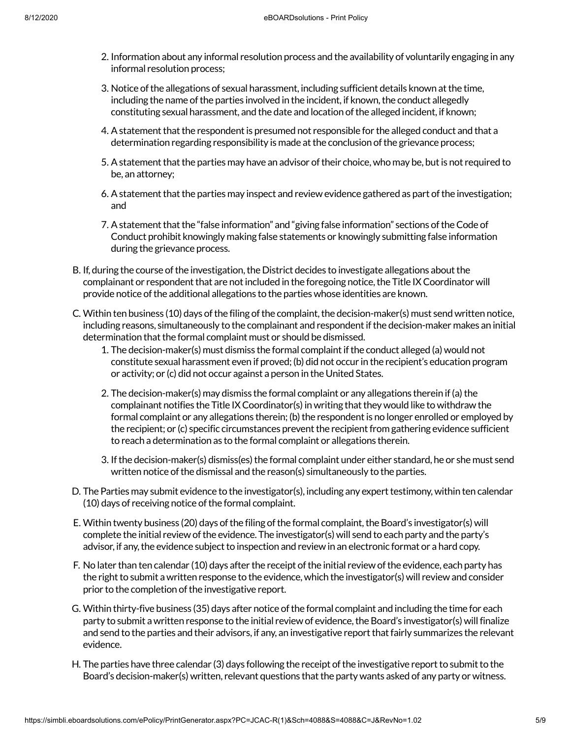2. Information about any informal resolution process and the availability of voluntarily engaging in any informal resolution process;

3. Notice of the allegations of sexual harassment, including sufficient details known at the time, including the name of the parties involved in the incident, if known, the conduct allegedly constituting sexual harassment, and the date and location of the alleged incident, if known;

4. A statement that the respondent is presumed not responsible for the alleged conduct and that a determination regarding responsibility is made at the conclusion of the grievance process;

5. A statement that the parties may have an advisor of their choice, who may be, but is not required to be, an attorney;

6. A statement that the parties may inspect and review evidence gathered as part of the investigation; and

7. A statement that the "false information" and "giving false information" sections of the Code of Conduct prohibit knowingly making false statements or knowingly submitting false information during the grievance process.

B. If, during the course of the investigation, the District decides to investigate allegations about the complainant or respondent that are not included in the foregoing notice, the Title IX Coordinator will provide notice of the additional allegations to the parties whose identities are known.

C. Within ten business (10) days of the filing of the complaint, the decision-maker(s) must send written notice, including reasons, simultaneously to the complainant and respondent if the decision-maker makes an initial determination that the formal complaint must or should be dismissed.

1. The decision-maker(s) must dismiss the formal complaint if the conduct alleged (a) would not constitute sexual harassment even if proved; (b) did not occur in the recipient's education program or activity; or (c) did not occur against a person in the United States.

2. The decision-maker(s) may dismiss the formal complaint or any allegations therein if (a) the complainant notifies the Title IX Coordinator(s) in writing that they would like to withdraw the formal complaint or any allegations therein; (b) the respondent is no longer enrolled or employed by the recipient; or (c) specific circumstances prevent the recipient from gathering evidence sufficient to reach a determination as to the formal complaint or allegations therein.

3. If the decision-maker(s) dismiss(es) the formal complaint under either standard, he or she must send written notice of the dismissal and the reason(s) simultaneously to the parties.

D. The Parties may submit evidence to the investigator(s), including any expert testimony, within ten calendar (10) days of receiving notice of the formal complaint.

E. Within twenty business (20) days of the filing of the formal complaint, the Board's investigator(s) will complete the initial review of the evidence. The investigator(s) will send to each party and the party's advisor, if any, the evidence subject to inspection and review in an electronic format or a hard copy.

F. No later than ten calendar (10) days after the receipt of the initial review of the evidence, each party has the right to submit a written response to the evidence, which the investigator(s) will review and consider prior to the completion of the investigative report.

G. Within thirty-five business (35) days after notice of the formal complaint and including the time for each party to submit a written response to the initial review of evidence, the Board's investigator(s) will finalize and send to the parties and their advisors, if any, an investigative report that fairly summarizes the relevant evidence.

H. The parties have three calendar (3) days following the receipt of the investigative report to submit to the Board's decision-maker(s) written, relevant questions that the party wants asked of any party or witness.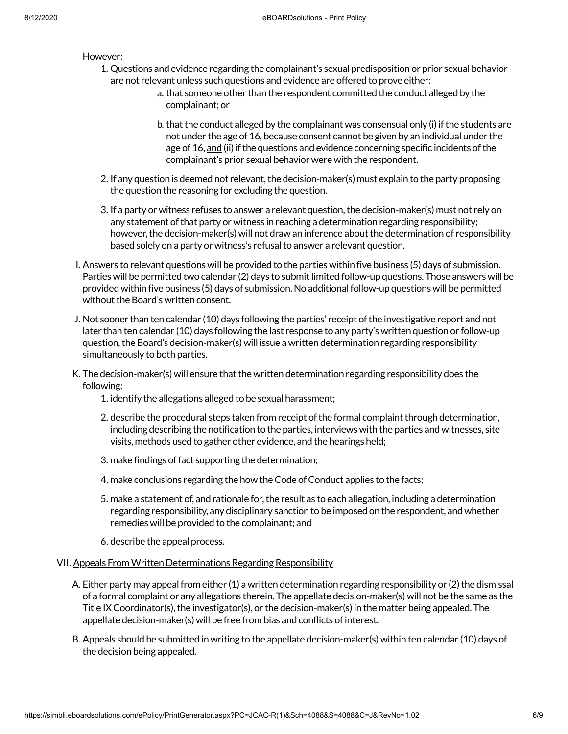However:

1. Questions and evidence regarding the complainant's sexual predisposition or prior sexual behavior are not relevant unless such questions and evidence are offered to prove either:
    a. that someone other than the respondent committed the conduct alleged by the complainant; or
    b. that the conduct alleged by the complainant was consensual only (i) if the students are not under the age of 16, because consent cannot be given by an individual under the age of 16, <u>and</u> (ii) if the questions and evidence concerning specific incidents of the complainant's prior sexual behavior were with the respondent.
2. If any question is deemed not relevant, the decision-maker(s) must explain to the party proposing the question the reasoning for excluding the question.
3. If a party or witness refuses to answer a relevant question, the decision-maker(s) must not rely on any statement of that party or witness in reaching a determination regarding responsibility; however, the decision-maker(s) will not draw an inference about the determination of responsibility based solely on a party or witness's refusal to answer a relevant question.

I. Answers to relevant questions will be provided to the parties within five business (5) days of submission. Parties will be permitted two calendar (2) days to submit limited follow-up questions. Those answers will be provided within five business (5) days of submission. No additional follow-up questions will be permitted without the Board's written consent.

J. Not sooner than ten calendar (10) days following the parties' receipt of the investigative report and not later than ten calendar (10) days following the last response to any party's written question or follow-up question, the Board's decision-maker(s) will issue a written determination regarding responsibility simultaneously to both parties.

K. The decision-maker(s) will ensure that the written determination regarding responsibility does the following:

1. identify the allegations alleged to be sexual harassment;
2. describe the procedural steps taken from receipt of the formal complaint through determination, including describing the notification to the parties, interviews with the parties and witnesses, site visits, methods used to gather other evidence, and the hearings held;
3. make findings of fact supporting the determination;
4. make conclusions regarding the how the Code of Conduct applies to the facts;
5. make a statement of, and rationale for, the result as to each allegation, including a determination regarding responsibility, any disciplinary sanction to be imposed on the respondent, and whether remedies will be provided to the complainant; and
6. describe the appeal process.

VII. <u>Appeals From Written Determinations Regarding Responsibility</u>

A. Either party may appeal from either (1) a written determination regarding responsibility or (2) the dismissal of a formal complaint or any allegations therein. The appellate decision-maker(s) will not be the same as the Title IX Coordinator(s), the investigator(s), or the decision-maker(s) in the matter being appealed. The appellate decision-maker(s) will be free from bias and conflicts of interest.

B. Appeals should be submitted in writing to the appellate decision-maker(s) within ten calendar (10) days of the decision being appealed.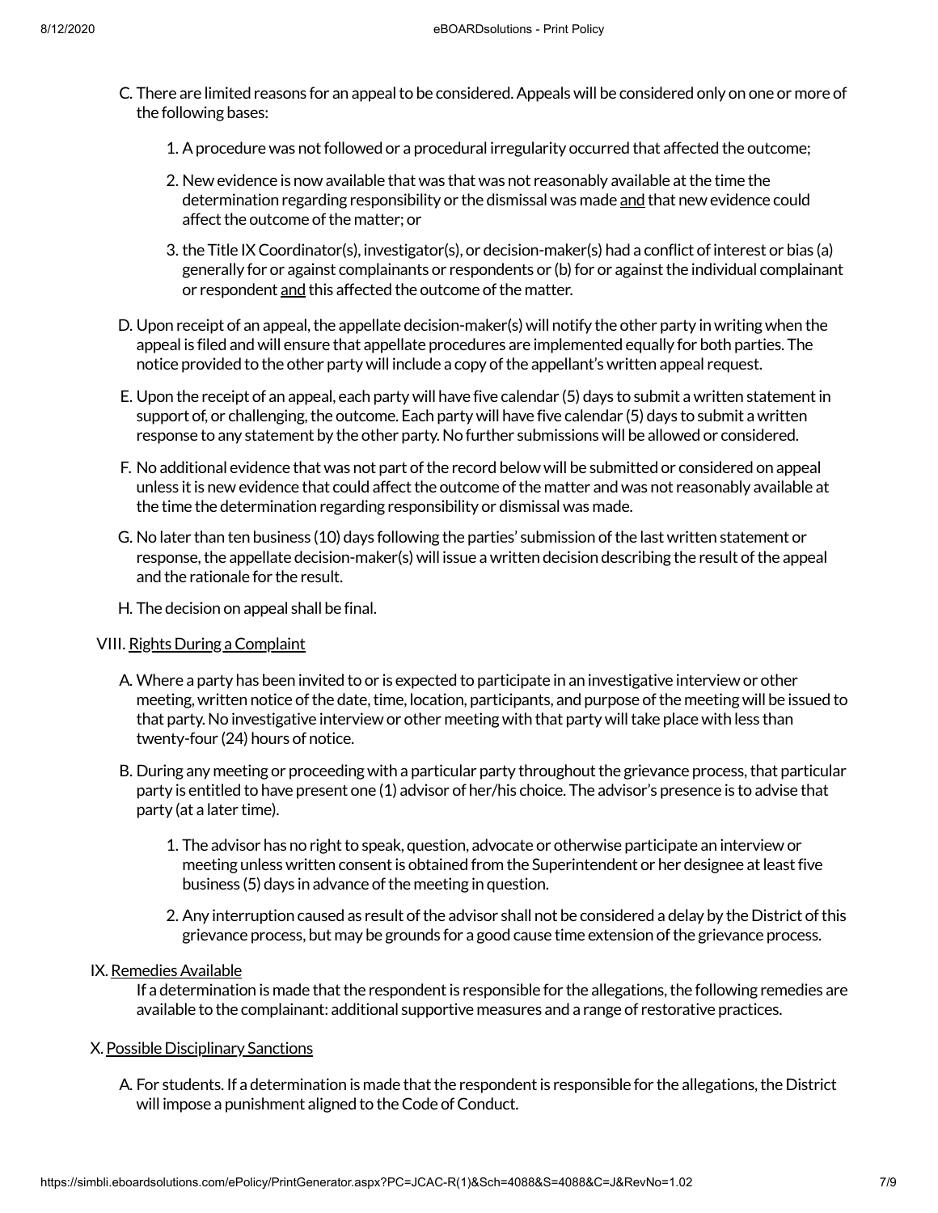C. There are limited reasons for an appeal to be considered. Appeals will be considered only on one or more of the following bases:

1. A procedure was not followed or a procedural irregularity occurred that affected the outcome;
2. New evidence is now available that was that was not reasonably available at the time the determination regarding responsibility or the dismissal was made <u>and</u> that new evidence could affect the outcome of the matter; or
3. the Title IX Coordinator(s), investigator(s), or decision-maker(s) had a conflict of interest or bias (a) generally for or against complainants or respondents or (b) for or against the individual complainant or respondent <u>and</u> this affected the outcome of the matter.

D. Upon receipt of an appeal, the appellate decision-maker(s) will notify the other party in writing when the appeal is filed and will ensure that appellate procedures are implemented equally for both parties. The notice provided to the other party will include a copy of the appellant's written appeal request.

E. Upon the receipt of an appeal, each party will have five calendar (5) days to submit a written statement in support of, or challenging, the outcome. Each party will have five calendar (5) days to submit a written response to any statement by the other party. No further submissions will be allowed or considered.

F. No additional evidence that was not part of the record below will be submitted or considered on appeal unless it is new evidence that could affect the outcome of the matter and was not reasonably available at the time the determination regarding responsibility or dismissal was made.

G. No later than ten business (10) days following the parties' submission of the last written statement or response, the appellate decision-maker(s) will issue a written decision describing the result of the appeal and the rationale for the result.

H. The decision on appeal shall be final.

VIII. <u>Rights During a Complaint</u>

A. Where a party has been invited to or is expected to participate in an investigative interview or other meeting, written notice of the date, time, location, participants, and purpose of the meeting will be issued to that party. No investigative interview or other meeting with that party will take place with less than twenty-four (24) hours of notice.

B. During any meeting or proceeding with a particular party throughout the grievance process, that particular party is entitled to have present one (1) advisor of her/his choice. The advisor's presence is to advise that party (at a later time).

1. The advisor has no right to speak, question, advocate or otherwise participate an interview or meeting unless written consent is obtained from the Superintendent or her designee at least five business (5) days in advance of the meeting in question.
2. Any interruption caused as result of the advisor shall not be considered a delay by the District of this grievance process, but may be grounds for a good cause time extension of the grievance process.

IX. <u>Remedies Available</u>

If a determination is made that the respondent is responsible for the allegations, the following remedies are available to the complainant: additional supportive measures and a range of restorative practices.

X. <u>Possible Disciplinary Sanctions</u>

A. For students. If a determination is made that the respondent is responsible for the allegations, the District will impose a punishment aligned to the Code of Conduct.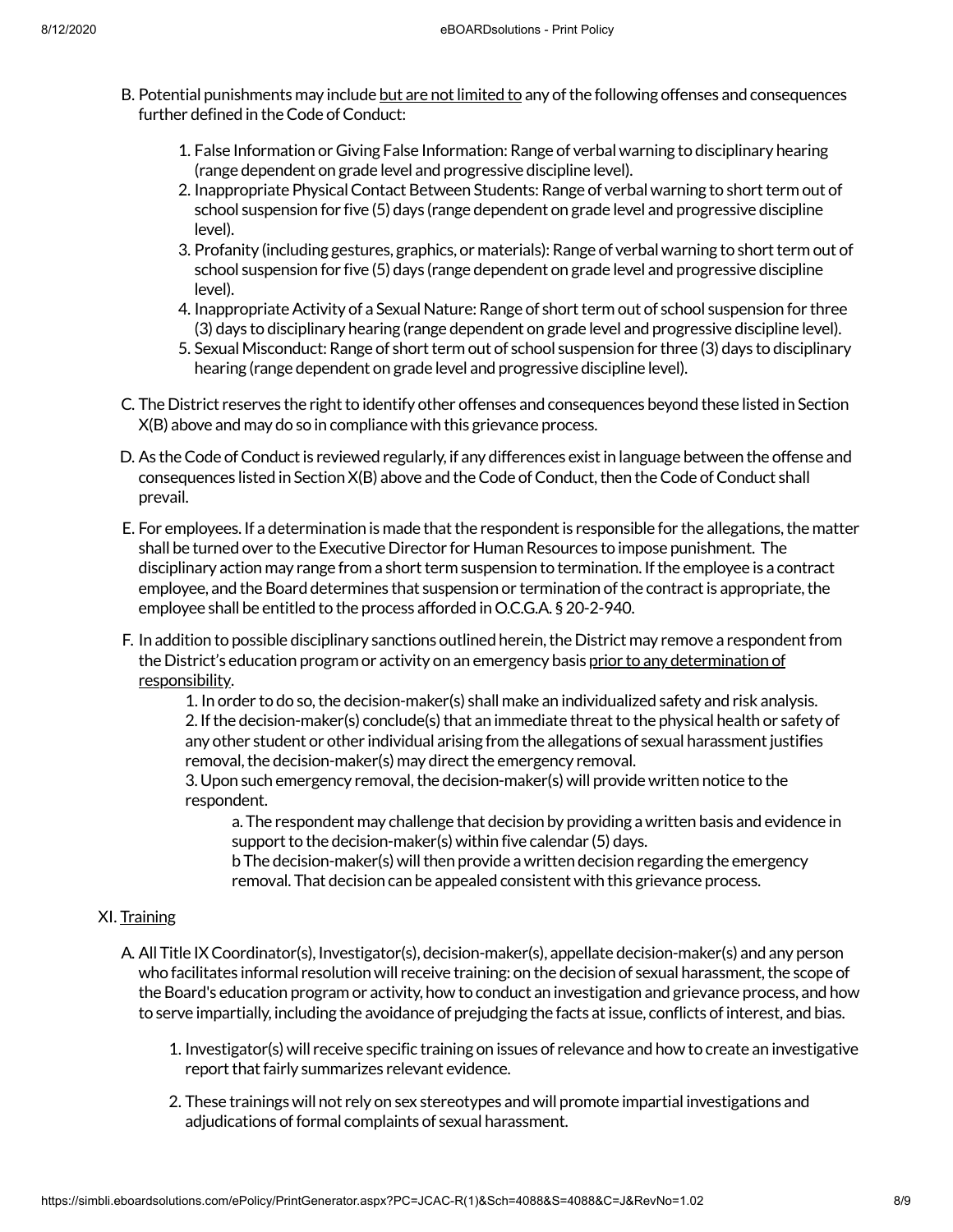B. Potential punishments may include but are not limited to any of the following offenses and consequences further defined in the Code of Conduct:

1. False Information or Giving False Information: Range of verbal warning to disciplinary hearing (range dependent on grade level and progressive discipline level).
2. Inappropriate Physical Contact Between Students: Range of verbal warning to short term out of school suspension for five (5) days (range dependent on grade level and progressive discipline level).
3. Profanity (including gestures, graphics, or materials): Range of verbal warning to short term out of school suspension for five (5) days (range dependent on grade level and progressive discipline level).
4. Inappropriate Activity of a Sexual Nature: Range of short term out of school suspension for three (3) days to disciplinary hearing (range dependent on grade level and progressive discipline level).
5. Sexual Misconduct: Range of short term out of school suspension for three (3) days to disciplinary hearing (range dependent on grade level and progressive discipline level).

C. The District reserves the right to identify other offenses and consequences beyond these listed in Section X(B) above and may do so in compliance with this grievance process.

D. As the Code of Conduct is reviewed regularly, if any differences exist in language between the offense and consequences listed in Section X(B) above and the Code of Conduct, then the Code of Conduct shall prevail.

E. For employees. If a determination is made that the respondent is responsible for the allegations, the matter shall be turned over to the Executive Director for Human Resources to impose punishment. The disciplinary action may range from a short term suspension to termination. If the employee is a contract employee, and the Board determines that suspension or termination of the contract is appropriate, the employee shall be entitled to the process afforded in O.C.G.A. § 20-2-940.

F. In addition to possible disciplinary sanctions outlined herein, the District may remove a respondent from the District's education program or activity on an emergency basis prior to any determination of responsibility.

1. In order to do so, the decision-maker(s) shall make an individualized safety and risk analysis.
2. If the decision-maker(s) conclude(s) that an immediate threat to the physical health or safety of any other student or other individual arising from the allegations of sexual harassment justifies removal, the decision-maker(s) may direct the emergency removal.
3. Upon such emergency removal, the decision-maker(s) will provide written notice to the respondent.
   a. The respondent may challenge that decision by providing a written basis and evidence in support to the decision-maker(s) within five calendar (5) days.
   b The decision-maker(s) will then provide a written decision regarding the emergency removal. That decision can be appealed consistent with this grievance process.

XI. Training

A. All Title IX Coordinator(s), Investigator(s), decision-maker(s), appellate decision-maker(s) and any person who facilitates informal resolution will receive training: on the decision of sexual harassment, the scope of the Board's education program or activity, how to conduct an investigation and grievance process, and how to serve impartially, including the avoidance of prejudging the facts at issue, conflicts of interest, and bias.

1. Investigator(s) will receive specific training on issues of relevance and how to create an investigative report that fairly summarizes relevant evidence.
2. These trainings will not rely on sex stereotypes and will promote impartial investigations and adjudications of formal complaints of sexual harassment.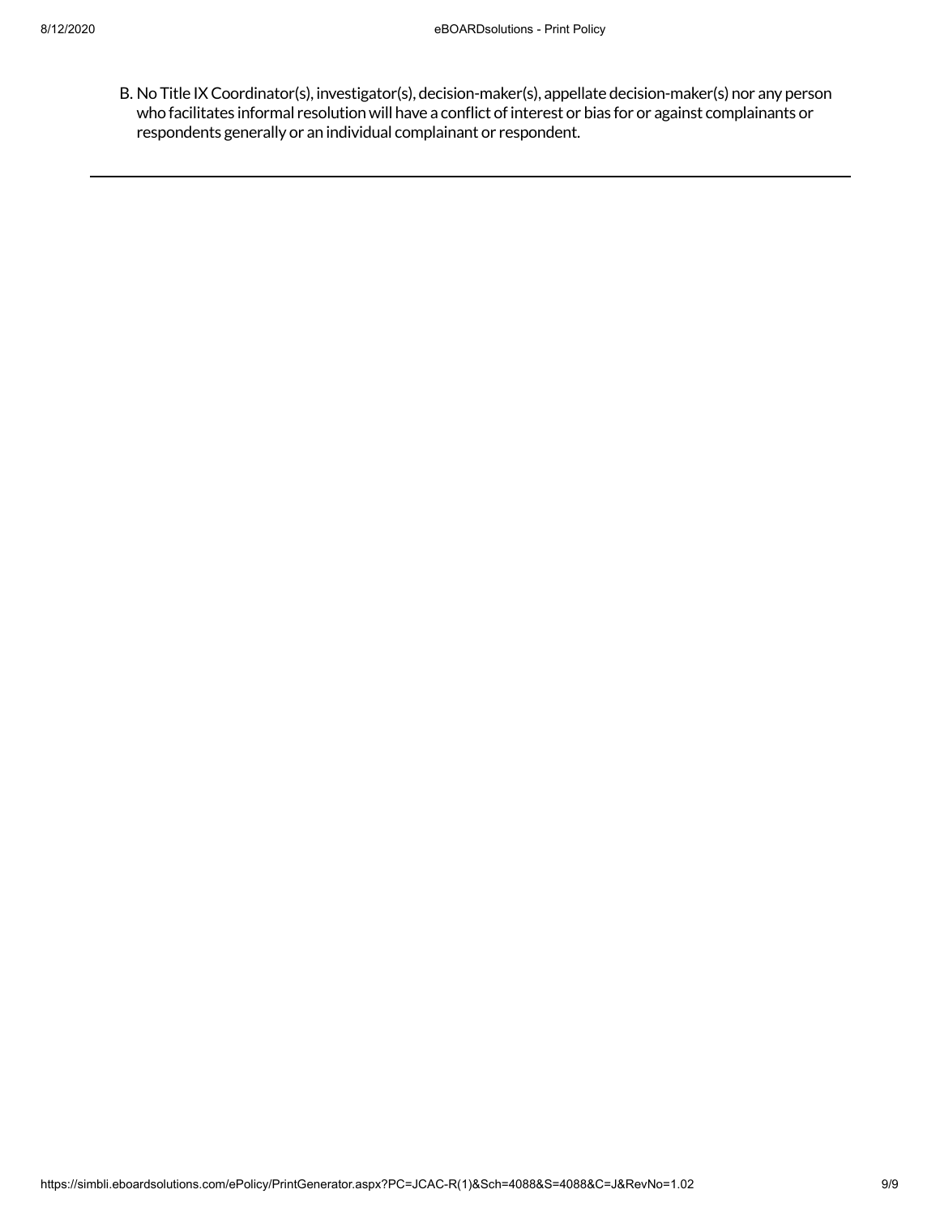B. No Title IX Coordinator(s), investigator(s), decision-maker(s), appellate decision-maker(s) nor any person who facilitates informal resolution will have a conflict of interest or bias for or against complainants or respondents generally or an individual complainant or respondent.

---